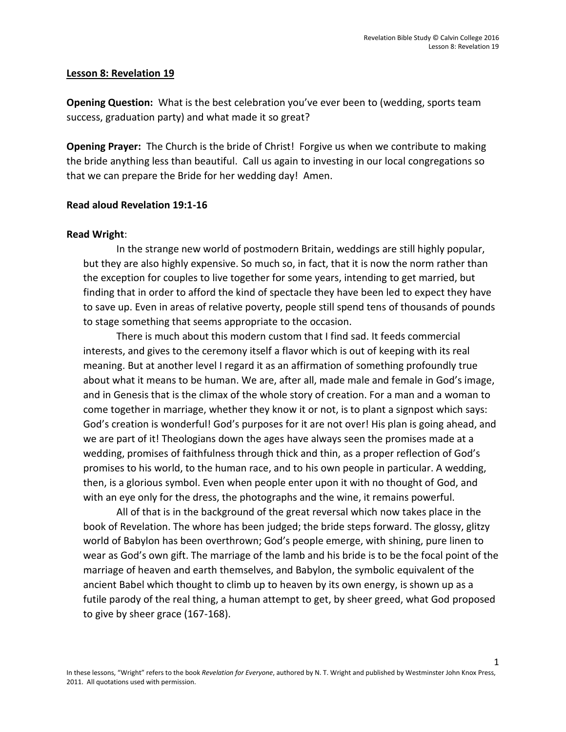**Lesson 8: Revelation 19**

**Opening Question:** What is the best celebration you've ever been to (wedding, sports team success, graduation party) and what made it so great?

**Opening Prayer:** The Church is the bride of Christ! Forgive us when we contribute to making the bride anything less than beautiful. Call us again to investing in our local congregations so that we can prepare the Bride for her wedding day! Amen.

**Read aloud Revelation 19:1-16**

**Read Wright**:

> In the strange new world of postmodern Britain, weddings are still highly popular, but they are also highly expensive. So much so, in fact, that it is now the norm rather than the exception for couples to live together for some years, intending to get married, but finding that in order to afford the kind of spectacle they have been led to expect they have to save up. Even in areas of relative poverty, people still spend tens of thousands of pounds to stage something that seems appropriate to the occasion.
>
> There is much about this modern custom that I find sad. It feeds commercial interests, and gives to the ceremony itself a flavor which is out of keeping with its real meaning. But at another level I regard it as an affirmation of something profoundly true about what it means to be human. We are, after all, made male and female in God's image, and in Genesis that is the climax of the whole story of creation. For a man and a woman to come together in marriage, whether they know it or not, is to plant a signpost which says: God's creation is wonderful! God's purposes for it are not over! His plan is going ahead, and we are part of it! Theologians down the ages have always seen the promises made at a wedding, promises of faithfulness through thick and thin, as a proper reflection of God's promises to his world, to the human race, and to his own people in particular. A wedding, then, is a glorious symbol. Even when people enter upon it with no thought of God, and with an eye only for the dress, the photographs and the wine, it remains powerful.
>
> All of that is in the background of the great reversal which now takes place in the book of Revelation. The whore has been judged; the bride steps forward. The glossy, glitzy world of Babylon has been overthrown; God's people emerge, with shining, pure linen to wear as God's own gift. The marriage of the lamb and his bride is to be the focal point of the marriage of heaven and earth themselves, and Babylon, the symbolic equivalent of the ancient Babel which thought to climb up to heaven by its own energy, is shown up as a futile parody of the real thing, a human attempt to get, by sheer greed, what God proposed to give by sheer grace (167-168).

In these lessons, "Wright" refers to the book *Revelation for Everyone*, authored by N. T. Wright and published by Westminster John Knox Press, 2011. All quotations used with permission.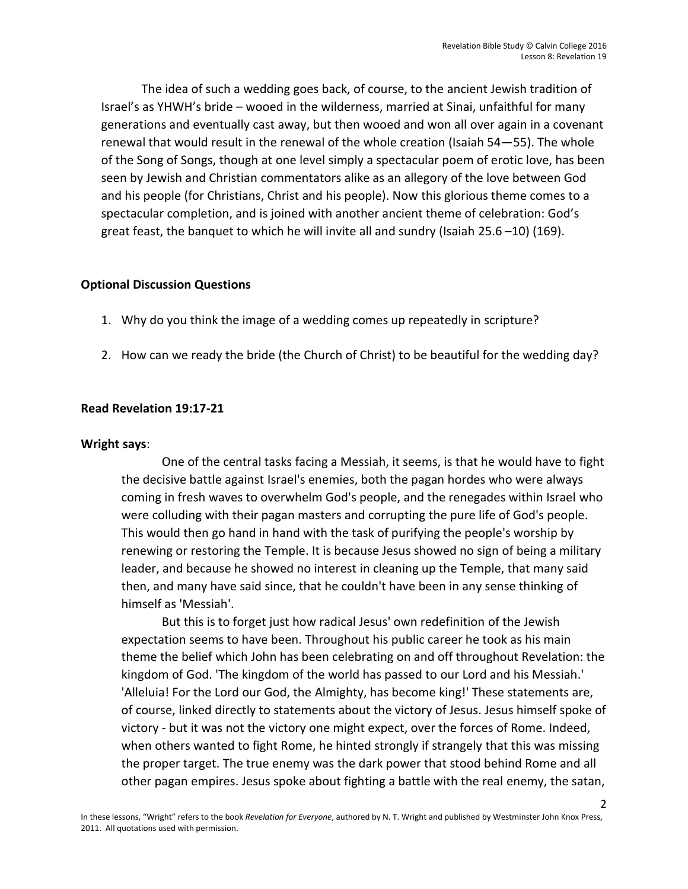The idea of such a wedding goes back, of course, to the ancient Jewish tradition of Israel's as YHWH's bride – wooed in the wilderness, married at Sinai, unfaithful for many generations and eventually cast away, but then wooed and won all over again in a covenant renewal that would result in the renewal of the whole creation (Isaiah 54—55). The whole of the Song of Songs, though at one level simply a spectacular poem of erotic love, has been seen by Jewish and Christian commentators alike as an allegory of the love between God and his people (for Christians, Christ and his people). Now this glorious theme comes to a spectacular completion, and is joined with another ancient theme of celebration: God's great feast, the banquet to which he will invite all and sundry (Isaiah 25.6 –10) (169).

**Optional Discussion Questions**

1. Why do you think the image of a wedding comes up repeatedly in scripture?

2. How can we ready the bride (the Church of Christ) to be beautiful for the wedding day?

**Read Revelation 19:17-21**

**Wright says**:

> One of the central tasks facing a Messiah, it seems, is that he would have to fight the decisive battle against Israel's enemies, both the pagan hordes who were always coming in fresh waves to overwhelm God's people, and the renegades within Israel who were colluding with their pagan masters and corrupting the pure life of God's people. This would then go hand in hand with the task of purifying the people's worship by renewing or restoring the Temple. It is because Jesus showed no sign of being a military leader, and because he showed no interest in cleaning up the Temple, that many said then, and many have said since, that he couldn't have been in any sense thinking of himself as 'Messiah'.
>
> But this is to forget just how radical Jesus' own redefinition of the Jewish expectation seems to have been. Throughout his public career he took as his main theme the belief which John has been celebrating on and off throughout Revelation: the kingdom of God. 'The kingdom of the world has passed to our Lord and his Messiah.' 'Alleluia! For the Lord our God, the Almighty, has become king!' These statements are, of course, linked directly to statements about the victory of Jesus. Jesus himself spoke of victory - but it was not the victory one might expect, over the forces of Rome. Indeed, when others wanted to fight Rome, he hinted strongly if strangely that this was missing the proper target. The true enemy was the dark power that stood behind Rome and all other pagan empires. Jesus spoke about fighting a battle with the real enemy, the satan,

In these lessons, "Wright" refers to the book *Revelation for Everyone*, authored by N. T. Wright and published by Westminster John Knox Press, 2011. All quotations used with permission.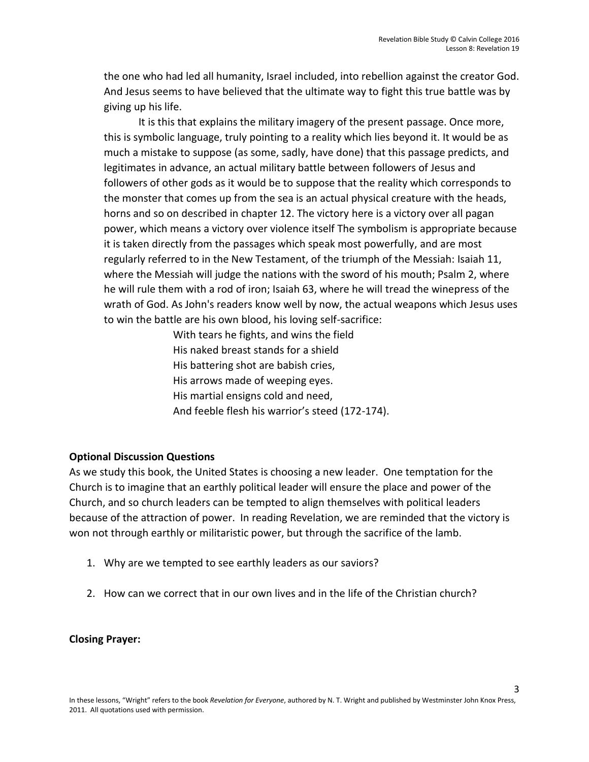the one who had led all humanity, Israel included, into rebellion against the creator God. And Jesus seems to have believed that the ultimate way to fight this true battle was by giving up his life.

It is this that explains the military imagery of the present passage. Once more, this is symbolic language, truly pointing to a reality which lies beyond it. It would be as much a mistake to suppose (as some, sadly, have done) that this passage predicts, and legitimates in advance, an actual military battle between followers of Jesus and followers of other gods as it would be to suppose that the reality which corresponds to the monster that comes up from the sea is an actual physical creature with the heads, horns and so on described in chapter 12. The victory here is a victory over all pagan power, which means a victory over violence itself The symbolism is appropriate because it is taken directly from the passages which speak most powerfully, and are most regularly referred to in the New Testament, of the triumph of the Messiah: Isaiah 11, where the Messiah will judge the nations with the sword of his mouth; Psalm 2, where he will rule them with a rod of iron; Isaiah 63, where he will tread the winepress of the wrath of God. As John's readers know well by now, the actual weapons which Jesus uses to win the battle are his own blood, his loving self-sacrifice:

> With tears he fights, and wins the field
> His naked breast stands for a shield
> His battering shot are babish cries,
> His arrows made of weeping eyes.
> His martial ensigns cold and need,
> And feeble flesh his warrior's steed (172-174).

**Optional Discussion Questions**

As we study this book, the United States is choosing a new leader. One temptation for the Church is to imagine that an earthly political leader will ensure the place and power of the Church, and so church leaders can be tempted to align themselves with political leaders because of the attraction of power. In reading Revelation, we are reminded that the victory is won not through earthly or militaristic power, but through the sacrifice of the lamb.

1. Why are we tempted to see earthly leaders as our saviors?
2. How can we correct that in our own lives and in the life of the Christian church?

**Closing Prayer:**

In these lessons, "Wright" refers to the book *Revelation for Everyone*, authored by N. T. Wright and published by Westminster John Knox Press, 2011. All quotations used with permission.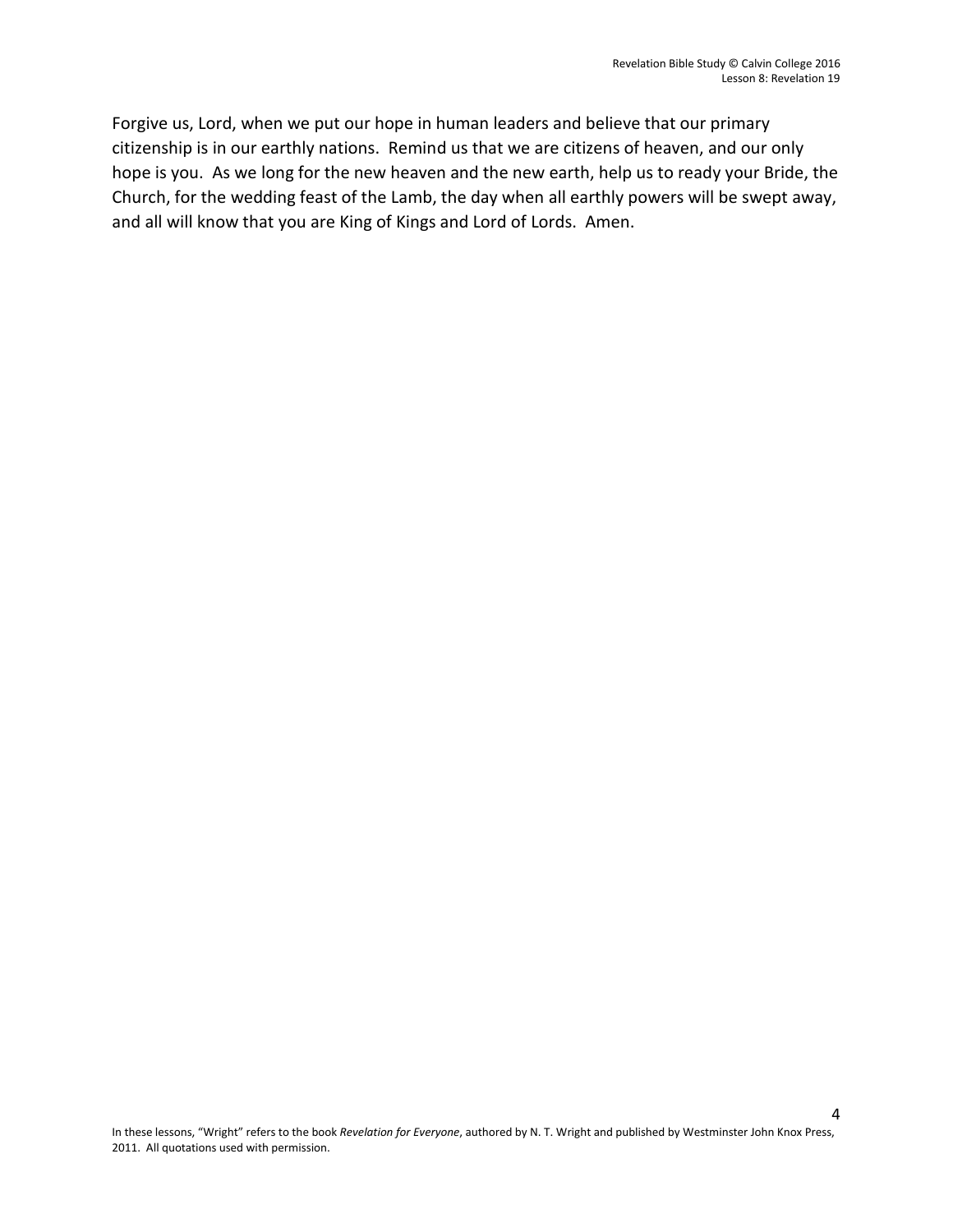Forgive us, Lord, when we put our hope in human leaders and believe that our primary citizenship is in our earthly nations. Remind us that we are citizens of heaven, and our only hope is you. As we long for the new heaven and the new earth, help us to ready your Bride, the Church, for the wedding feast of the Lamb, the day when all earthly powers will be swept away, and all will know that you are King of Kings and Lord of Lords. Amen.